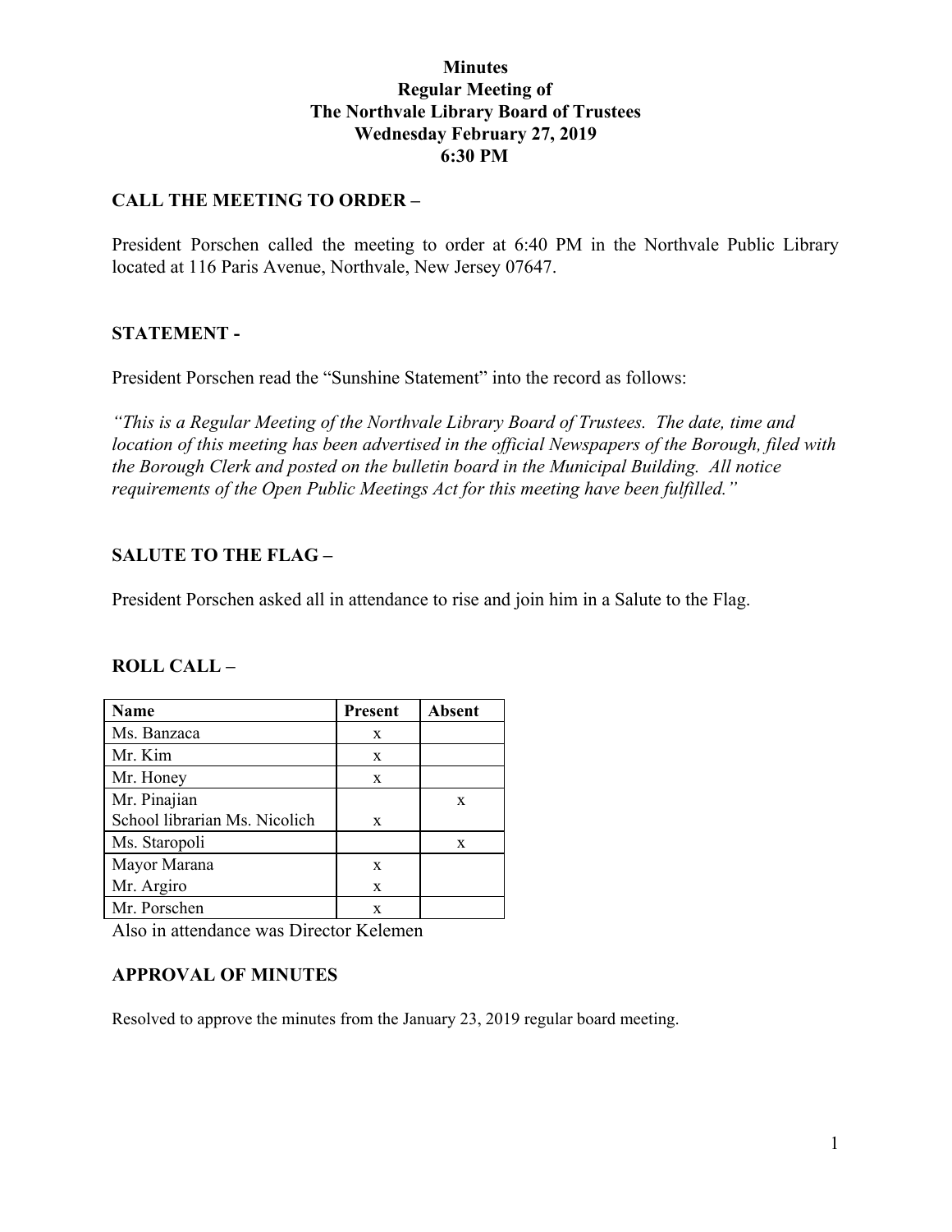# Minutes
## Regular Meeting of
## The Northvale Library Board of Trustees
## Wednesday February 27, 2019
## 6:30 PM

### CALL THE MEETING TO ORDER –

President Porschen called the meeting to order at 6:40 PM in the Northvale Public Library located at 116 Paris Avenue, Northvale, New Jersey 07647.

### STATEMENT -

President Porschen read the "Sunshine Statement" into the record as follows:

*"This is a Regular Meeting of the Northvale Library Board of Trustees. The date, time and location of this meeting has been advertised in the official Newspapers of the Borough, filed with the Borough Clerk and posted on the bulletin board in the Municipal Building. All notice requirements of the Open Public Meetings Act for this meeting have been fulfilled."*

### SALUTE TO THE FLAG –

President Porschen asked all in attendance to rise and join him in a Salute to the Flag.

### ROLL CALL –

| Name | Present | Absent |
|---|---|---|
| Ms. Banzaca | x | |
| Mr. Kim | x | |
| Mr. Honey | x | |
| Mr. Pinajian | | x |
| School librarian Ms. Nicolich | x | |
| Ms. Staropoli | | x |
| Mayor Marana | x | |
| Mr. Argiro | x | |
| Mr. Porschen | x | |

Also in attendance was Director Kelemen

### APPROVAL OF MINUTES

Resolved to approve the minutes from the January 23, 2019 regular board meeting.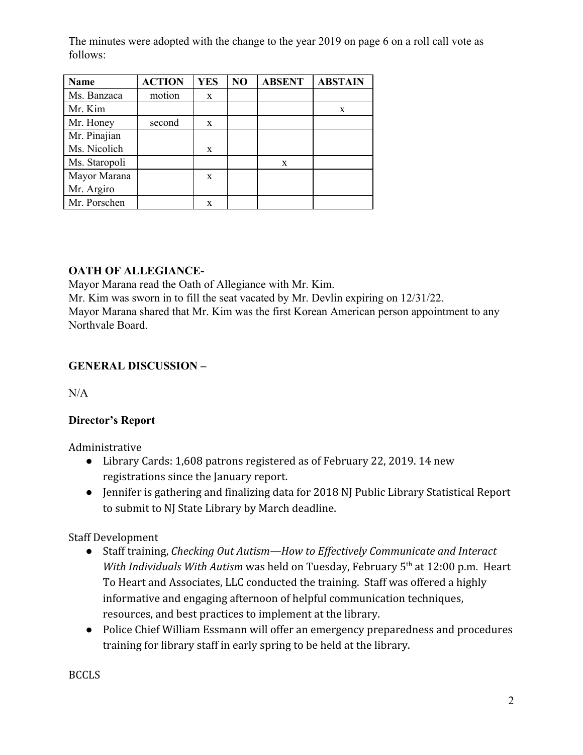The minutes were adopted with the change to the year 2019 on page 6 on a roll call vote as follows:

| Name | ACTION | YES | NO | ABSENT | ABSTAIN |
|---|---|---|---|---|---|
| Ms. Banzaca | motion | x | | | |
| Mr. Kim | | | | | x |
| Mr. Honey | second | x | | | |
| Mr. Pinajian | | | | | |
| Ms. Nicolich | | x | | | |
| Ms. Staropoli | | | | x | |
| Mayor Marana | | x | | | |
| Mr. Argiro | | | | | |
| Mr. Porschen | | x | | | |

**OATH OF ALLEGIANCE-**

Mayor Marana read the Oath of Allegiance with Mr. Kim.
Mr. Kim was sworn in to fill the seat vacated by Mr. Devlin expiring on 12/31/22.
Mayor Marana shared that Mr. Kim was the first Korean American person appointment to any Northvale Board.

**GENERAL DISCUSSION –**

N/A

**Director's Report**

Administrative

- Library Cards: 1,608 patrons registered as of February 22, 2019. 14 new registrations since the January report.
- Jennifer is gathering and finalizing data for 2018 NJ Public Library Statistical Report to submit to NJ State Library by March deadline.

Staff Development

- Staff training, *Checking Out Autism—How to Effectively Communicate and Interact With Individuals With Autism* was held on Tuesday, February 5th at 12:00 p.m. Heart To Heart and Associates, LLC conducted the training. Staff was offered a highly informative and engaging afternoon of helpful communication techniques, resources, and best practices to implement at the library.
- Police Chief William Essmann will offer an emergency preparedness and procedures training for library staff in early spring to be held at the library.

BCCLS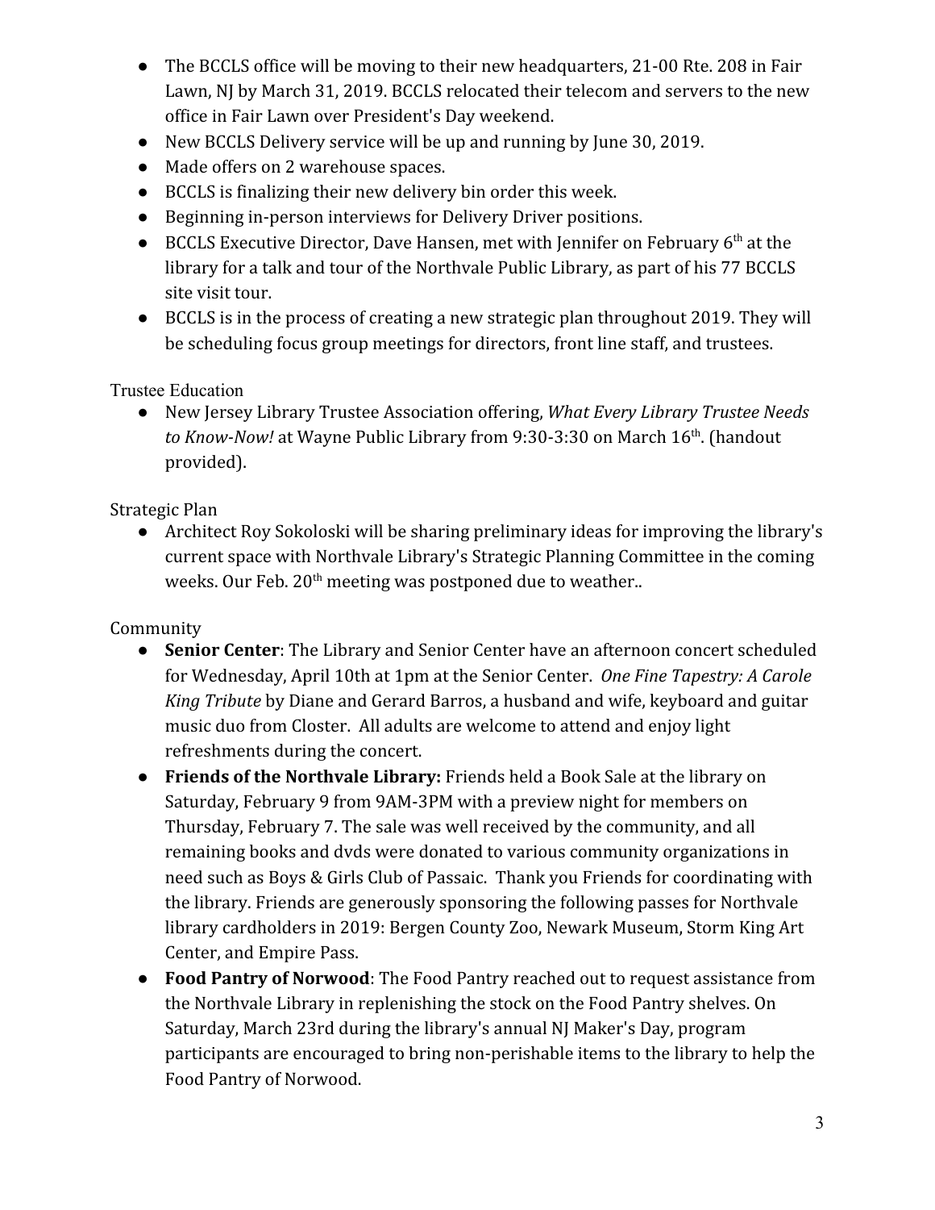- The BCCLS office will be moving to their new headquarters, 21-00 Rte. 208 in Fair Lawn, NJ by March 31, 2019. BCCLS relocated their telecom and servers to the new office in Fair Lawn over President's Day weekend.
- New BCCLS Delivery service will be up and running by June 30, 2019.
- Made offers on 2 warehouse spaces.
- BCCLS is finalizing their new delivery bin order this week.
- Beginning in-person interviews for Delivery Driver positions.
- BCCLS Executive Director, Dave Hansen, met with Jennifer on February 6th at the library for a talk and tour of the Northvale Public Library, as part of his 77 BCCLS site visit tour.
- BCCLS is in the process of creating a new strategic plan throughout 2019. They will be scheduling focus group meetings for directors, front line staff, and trustees.

Trustee Education

- New Jersey Library Trustee Association offering, *What Every Library Trustee Needs to Know-Now!* at Wayne Public Library from 9:30-3:30 on March 16th. (handout provided).

Strategic Plan

- Architect Roy Sokoloski will be sharing preliminary ideas for improving the library's current space with Northvale Library's Strategic Planning Committee in the coming weeks. Our Feb. 20th meeting was postponed due to weather..

Community

- **Senior Center**: The Library and Senior Center have an afternoon concert scheduled for Wednesday, April 10th at 1pm at the Senior Center. *One Fine Tapestry: A Carole King Tribute* by Diane and Gerard Barros, a husband and wife, keyboard and guitar music duo from Closter. All adults are welcome to attend and enjoy light refreshments during the concert.
- **Friends of the Northvale Library:** Friends held a Book Sale at the library on Saturday, February 9 from 9AM-3PM with a preview night for members on Thursday, February 7. The sale was well received by the community, and all remaining books and dvds were donated to various community organizations in need such as Boys & Girls Club of Passaic. Thank you Friends for coordinating with the library. Friends are generously sponsoring the following passes for Northvale library cardholders in 2019: Bergen County Zoo, Newark Museum, Storm King Art Center, and Empire Pass.
- **Food Pantry of Norwood**: The Food Pantry reached out to request assistance from the Northvale Library in replenishing the stock on the Food Pantry shelves. On Saturday, March 23rd during the library's annual NJ Maker's Day, program participants are encouraged to bring non-perishable items to the library to help the Food Pantry of Norwood.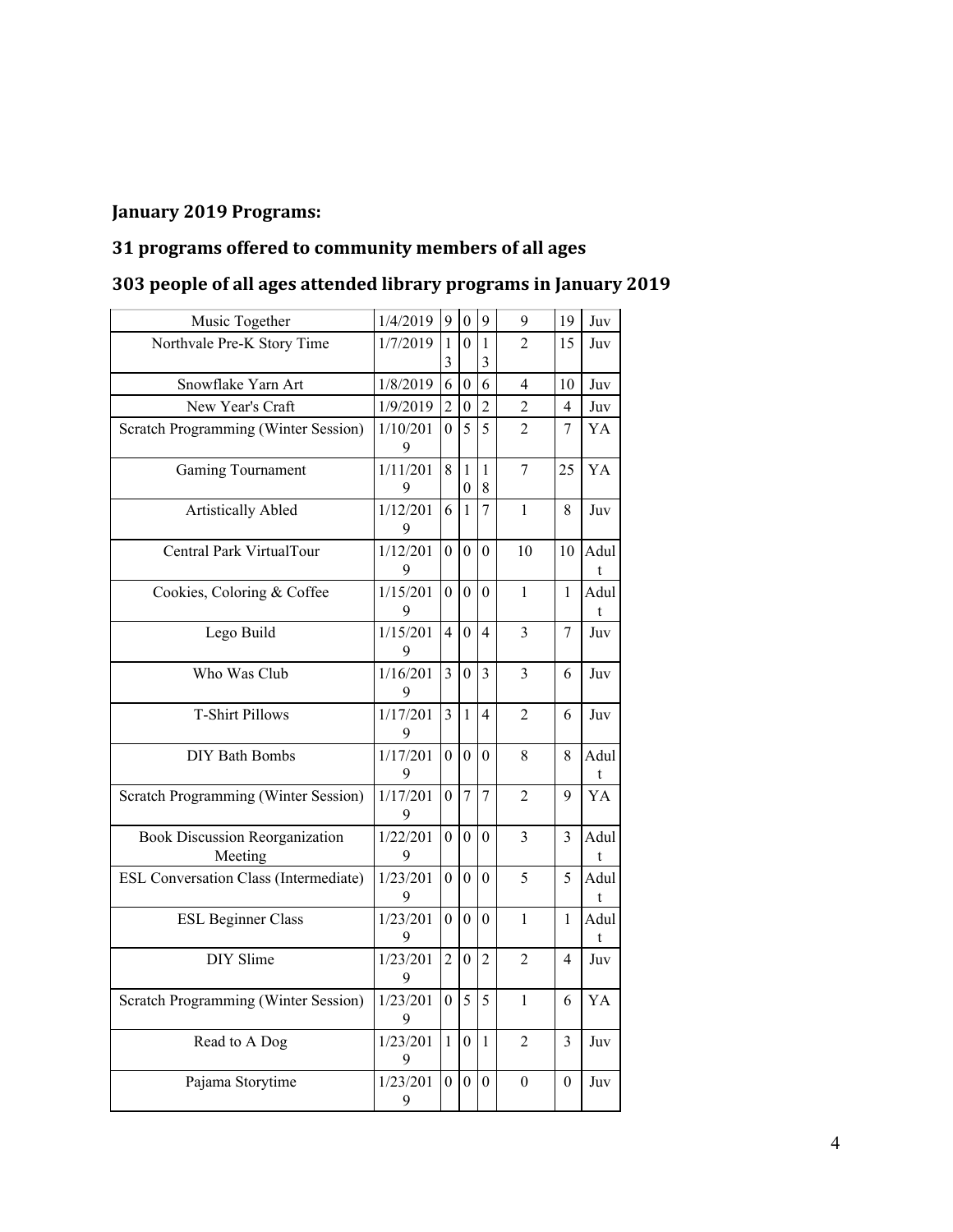## January 2019 Programs:

## 31 programs offered to community members of all ages

## 303 people of all ages attended library programs in January 2019

| | | | | | | | |
|---|---|---|---|---|---|---|---|
| Music Together | 1/4/2019 | 9 | 0 | 9 | 9 | 19 | Juv |
| Northvale Pre-K Story Time | 1/7/2019 | 13 | 0 | 13 | 2 | 15 | Juv |
| Snowflake Yarn Art | 1/8/2019 | 6 | 0 | 6 | 4 | 10 | Juv |
| New Year's Craft | 1/9/2019 | 2 | 0 | 2 | 2 | 4 | Juv |
| Scratch Programming (Winter Session) | 1/10/2019 | 0 | 5 | 5 | 2 | 7 | YA |
| Gaming Tournament | 1/11/2019 | 8 | 10 | 18 | 7 | 25 | YA |
| Artistically Abled | 1/12/2019 | 6 | 1 | 7 | 1 | 8 | Juv |
| Central Park VirtualTour | 1/12/2019 | 0 | 0 | 0 | 10 | 10 | Adult |
| Cookies, Coloring & Coffee | 1/15/2019 | 0 | 0 | 0 | 1 | 1 | Adult |
| Lego Build | 1/15/2019 | 4 | 0 | 4 | 3 | 7 | Juv |
| Who Was Club | 1/16/2019 | 3 | 0 | 3 | 3 | 6 | Juv |
| T-Shirt Pillows | 1/17/2019 | 3 | 1 | 4 | 2 | 6 | Juv |
| DIY Bath Bombs | 1/17/2019 | 0 | 0 | 0 | 8 | 8 | Adult |
| Scratch Programming (Winter Session) | 1/17/2019 | 0 | 7 | 7 | 2 | 9 | YA |
| Book Discussion Reorganization Meeting | 1/22/2019 | 0 | 0 | 0 | 3 | 3 | Adult |
| ESL Conversation Class (Intermediate) | 1/23/2019 | 0 | 0 | 0 | 5 | 5 | Adult |
| ESL Beginner Class | 1/23/2019 | 0 | 0 | 0 | 1 | 1 | Adult |
| DIY Slime | 1/23/2019 | 2 | 0 | 2 | 2 | 4 | Juv |
| Scratch Programming (Winter Session) | 1/23/2019 | 0 | 5 | 5 | 1 | 6 | YA |
| Read to A Dog | 1/23/2019 | 1 | 0 | 1 | 2 | 3 | Juv |
| Pajama Storytime | 1/23/2019 | 0 | 0 | 0 | 0 | 0 | Juv |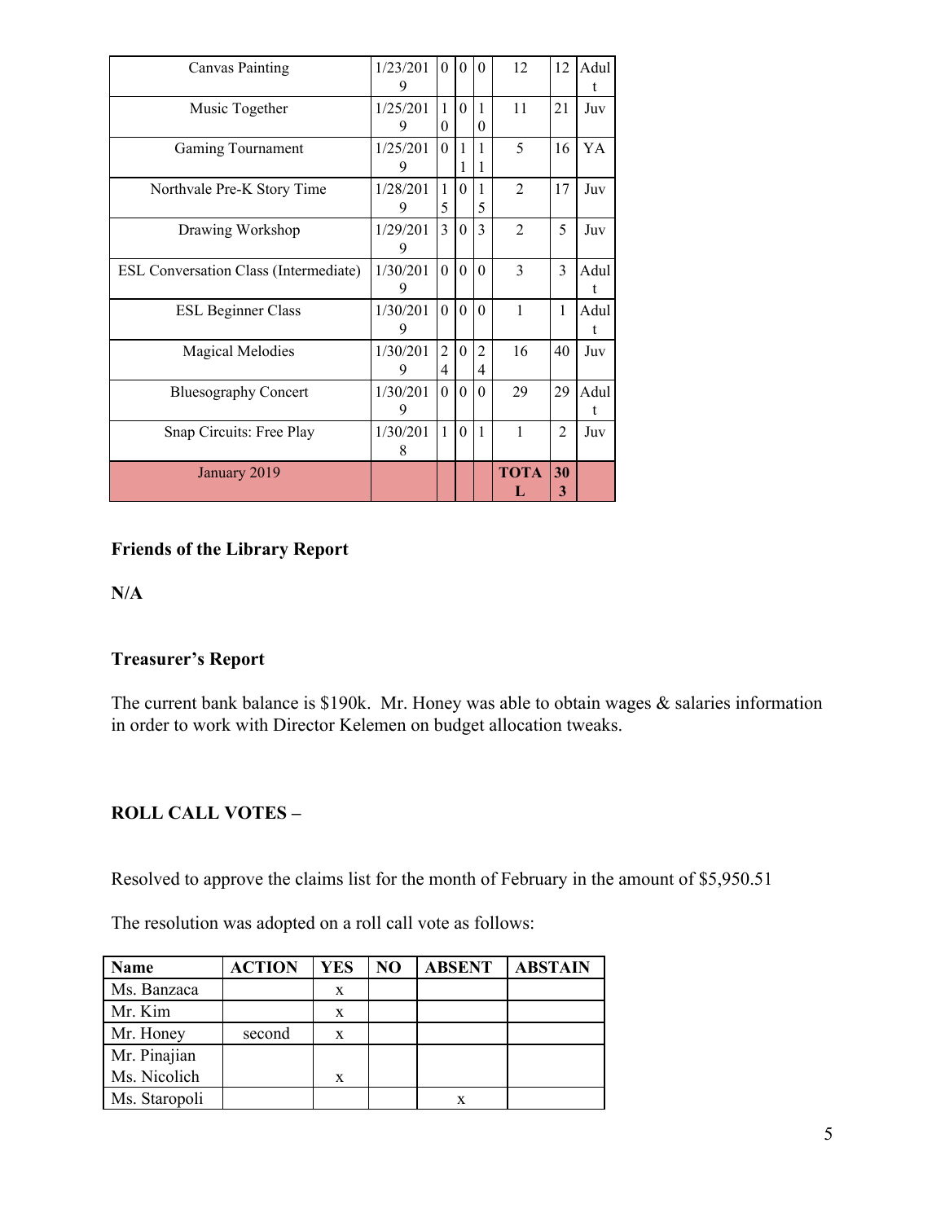| | | | | | | | |
|---|---|---|---|---|---|---|---|
| Canvas Painting | 1/23/2019 | 0 | 0 | 0 | 12 | 12 | Adult |
| Music Together | 1/25/2019 | 10 | 0 | 10 | 11 | 21 | Juv |
| Gaming Tournament | 1/25/2019 | 0 | 11 | 11 | 5 | 16 | YA |
| Northvale Pre-K Story Time | 1/28/2019 | 15 | 0 | 15 | 2 | 17 | Juv |
| Drawing Workshop | 1/29/2019 | 3 | 0 | 3 | 2 | 5 | Juv |
| ESL Conversation Class (Intermediate) | 1/30/2019 | 0 | 0 | 0 | 3 | 3 | Adult |
| ESL Beginner Class | 1/30/2019 | 0 | 0 | 0 | 1 | 1 | Adult |
| Magical Melodies | 1/30/2019 | 24 | 0 | 24 | 16 | 40 | Juv |
| Bluesography Concert | 1/30/2019 | 0 | 0 | 0 | 29 | 29 | Adult |
| Snap Circuits: Free Play | 1/30/2018 | 1 | 0 | 1 | 1 | 2 | Juv |
| January 2019 | | | | | **TOTAL** | **303** | |

**Friends of the Library Report**

**N/A**

**Treasurer's Report**

The current bank balance is $190k. Mr. Honey was able to obtain wages & salaries information in order to work with Director Kelemen on budget allocation tweaks.

**ROLL CALL VOTES –**

Resolved to approve the claims list for the month of February in the amount of $5,950.51

The resolution was adopted on a roll call vote as follows:

| Name | ACTION | YES | NO | ABSENT | ABSTAIN |
|---|---|---|---|---|---|
| Ms. Banzaca | | x | | | |
| Mr. Kim | | x | | | |
| Mr. Honey | second | x | | | |
| Mr. Pinajian<br>Ms. Nicolich | | x | | | |
| Ms. Staropoli | | | | x | |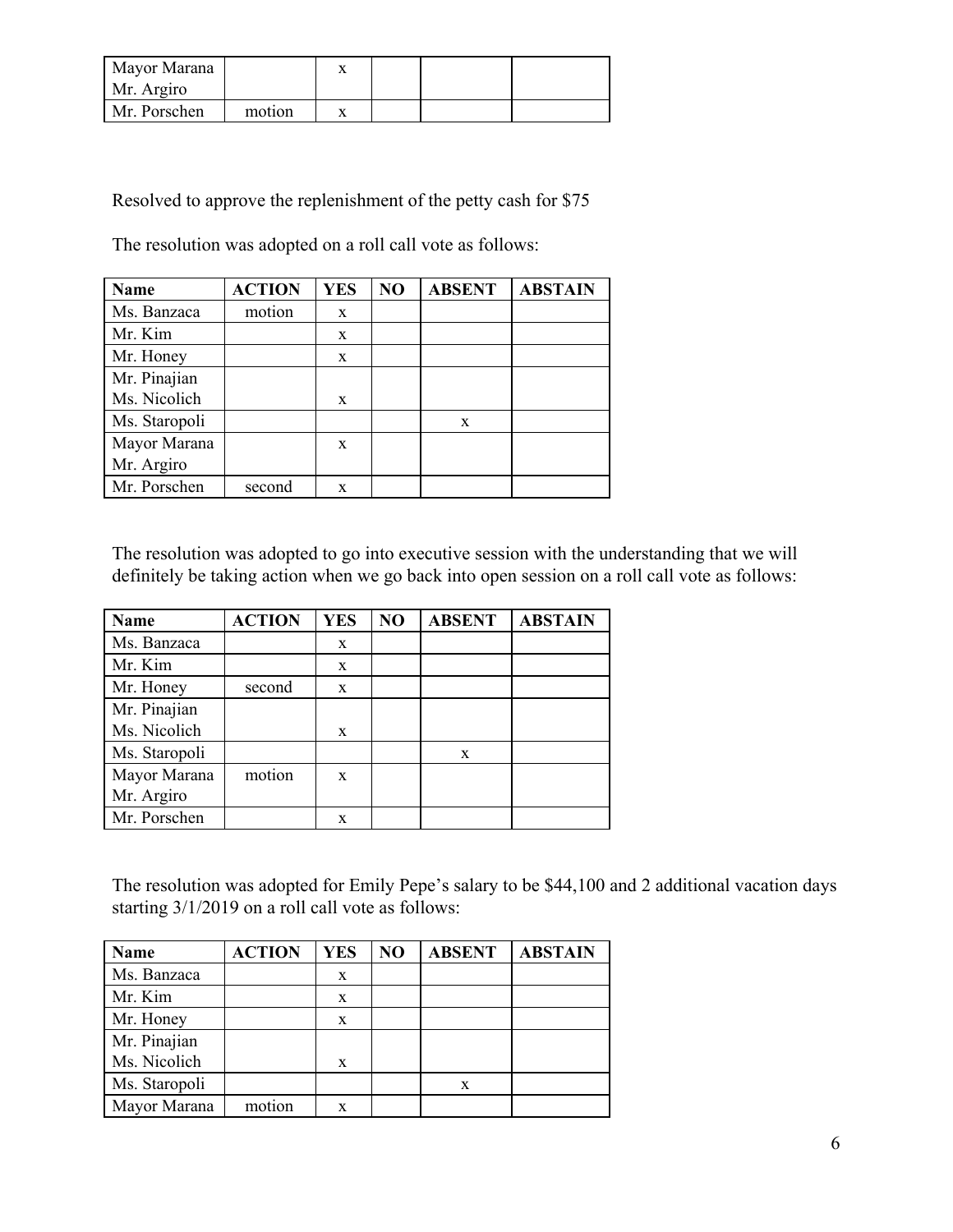| Mayor Marana<br>Mr. Argiro | | x | | | |
|---|---|---|---|---|---|
| Mr. Porschen | motion | x | | | |

Resolved to approve the replenishment of the petty cash for $75

The resolution was adopted on a roll call vote as follows:

| Name | ACTION | YES | NO | ABSENT | ABSTAIN |
|---|---|---|---|---|---|
| Ms. Banzaca | motion | x | | | |
| Mr. Kim | | x | | | |
| Mr. Honey | | x | | | |
| Mr. Pinajian<br>Ms. Nicolich | | x | | | |
| Ms. Staropoli | | | | x | |
| Mayor Marana<br>Mr. Argiro | | x | | | |
| Mr. Porschen | second | x | | | |

The resolution was adopted to go into executive session with the understanding that we will definitely be taking action when we go back into open session on a roll call vote as follows:

| Name | ACTION | YES | NO | ABSENT | ABSTAIN |
|---|---|---|---|---|---|
| Ms. Banzaca | | x | | | |
| Mr. Kim | | x | | | |
| Mr. Honey | second | x | | | |
| Mr. Pinajian<br>Ms. Nicolich | | x | | | |
| Ms. Staropoli | | | | x | |
| Mayor Marana<br>Mr. Argiro | motion | x | | | |
| Mr. Porschen | | x | | | |

The resolution was adopted for Emily Pepe's salary to be $44,100 and 2 additional vacation days starting 3/1/2019 on a roll call vote as follows:

| Name | ACTION | YES | NO | ABSENT | ABSTAIN |
|---|---|---|---|---|---|
| Ms. Banzaca | | x | | | |
| Mr. Kim | | x | | | |
| Mr. Honey | | x | | | |
| Mr. Pinajian<br>Ms. Nicolich | | x | | | |
| Ms. Staropoli | | | | x | |
| Mayor Marana | motion | x | | | |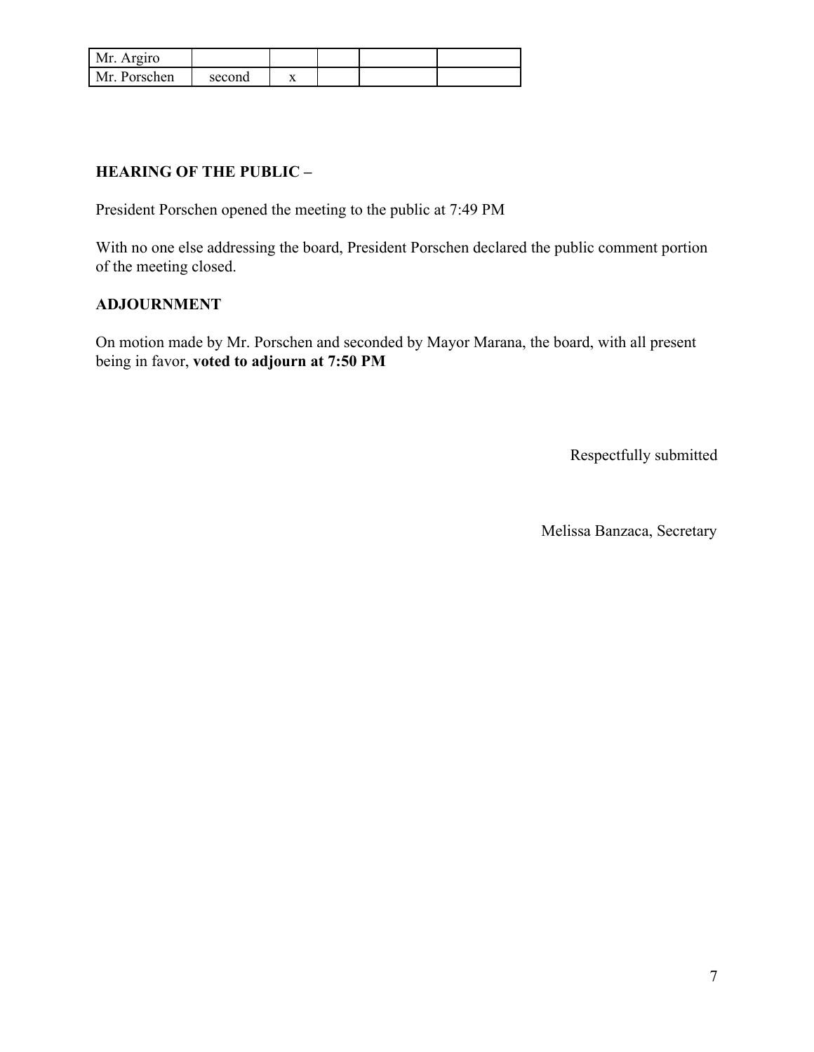| | | | | | |
|---|---|---|---|---|---|
| Mr. Argiro | | | | | |
| Mr. Porschen | second | x | | | |

**HEARING OF THE PUBLIC –**

President Porschen opened the meeting to the public at 7:49 PM

With no one else addressing the board, President Porschen declared the public comment portion of the meeting closed.

**ADJOURNMENT**

On motion made by Mr. Porschen and seconded by Mayor Marana, the board, with all present being in favor, **voted to adjourn at 7:50 PM**

Respectfully submitted

Melissa Banzaca, Secretary